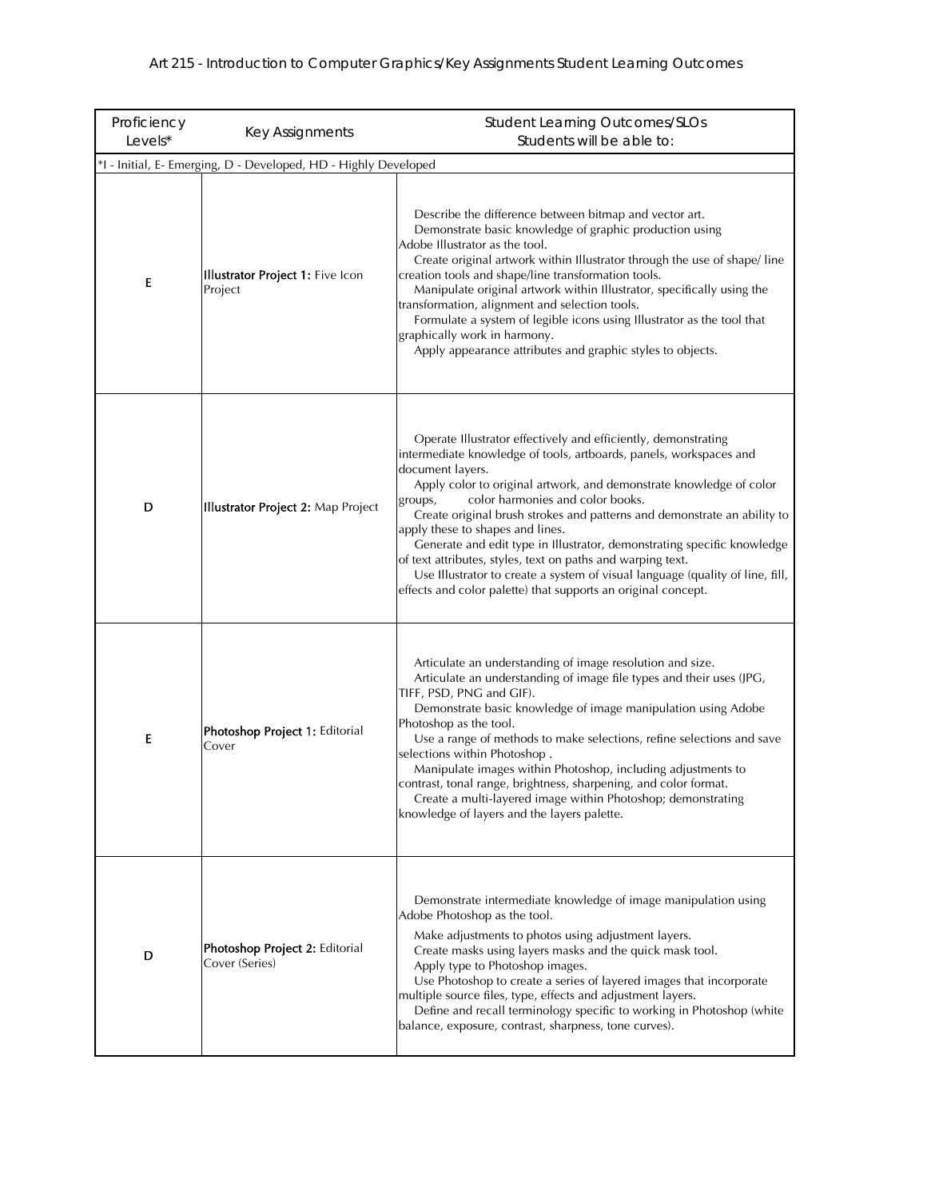# Art 215 - Introduction to Computer Graphics/Key Assignments Student Learning Outcomes

| Proficiency Levels* | Key Assignments | Student Learning Outcomes/SLOs<br>Students will be able to: |
|---|---|---|
| *I - Initial, E- Emerging, D - Developed, HD - Highly Developed | | |
| E | **Illustrator Project 1:** Five Icon Project | Describe the difference between bitmap and vector art.<br>Demonstrate basic knowledge of graphic production using Adobe Illustrator as the tool.<br>Create original artwork within Illustrator through the use of shape/ line creation tools and shape/line transformation tools.<br>Manipulate original artwork within Illustrator, specifically using the transformation, alignment and selection tools.<br>Formulate a system of legible icons using Illustrator as the tool that graphically work in harmony.<br>Apply appearance attributes and graphic styles to objects. |
| D | **Illustrator Project 2:** Map Project | Operate Illustrator effectively and efficiently, demonstrating intermediate knowledge of tools, artboards, panels, workspaces and document layers.<br>Apply color to original artwork, and demonstrate knowledge of color groups, color harmonies and color books.<br>Create original brush strokes and patterns and demonstrate an ability to apply these to shapes and lines.<br>Generate and edit type in Illustrator, demonstrating specific knowledge of text attributes, styles, text on paths and warping text.<br>Use Illustrator to create a system of visual language (quality of line, fill, effects and color palette) that supports an original concept. |
| E | **Photoshop Project 1:** Editorial Cover | Articulate an understanding of image resolution and size.<br>Articulate an understanding of image file types and their uses (JPG, TIFF, PSD, PNG and GIF).<br>Demonstrate basic knowledge of image manipulation using Adobe Photoshop as the tool.<br>Use a range of methods to make selections, refine selections and save selections within Photoshop .<br>Manipulate images within Photoshop, including adjustments to contrast, tonal range, brightness, sharpening, and color format.<br>Create a multi-layered image within Photoshop; demonstrating knowledge of layers and the layers palette. |
| D | **Photoshop Project 2:** Editorial Cover (Series) | Demonstrate intermediate knowledge of image manipulation using Adobe Photoshop as the tool.<br>Make adjustments to photos using adjustment layers.<br>Create masks using layers masks and the quick mask tool.<br>Apply type to Photoshop images.<br>Use Photoshop to create a series of layered images that incorporate multiple source files, type, effects and adjustment layers.<br>Define and recall terminology specific to working in Photoshop (white balance, exposure, contrast, sharpness, tone curves). |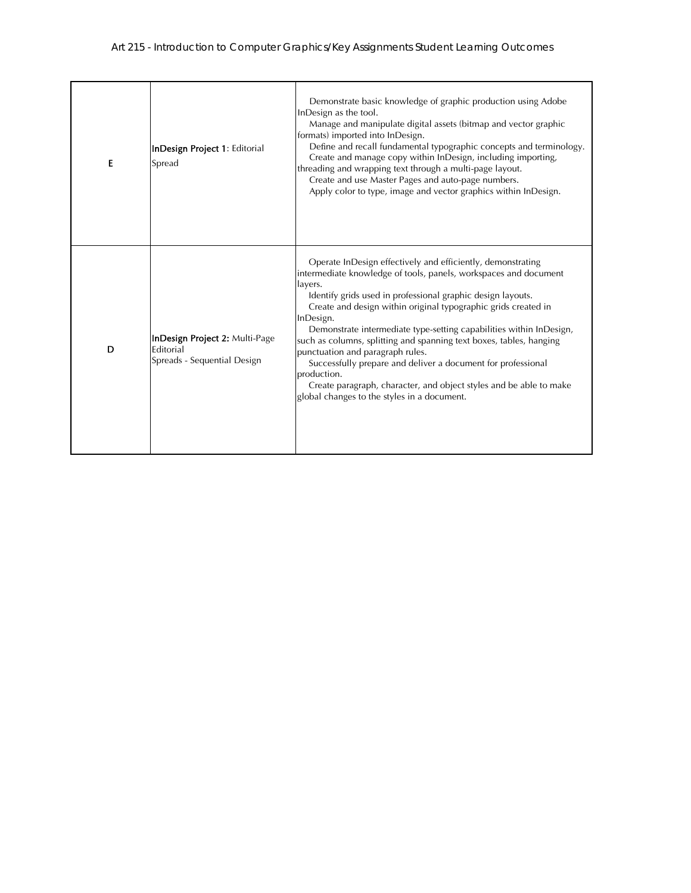| | | |
|---|---|---|
| E | **InDesign Project 1**: Editorial Spread | Demonstrate basic knowledge of graphic production using Adobe InDesign as the tool.<br>Manage and manipulate digital assets (bitmap and vector graphic formats) imported into InDesign.<br>Define and recall fundamental typographic concepts and terminology.<br>Create and manage copy within InDesign, including importing, threading and wrapping text through a multi-page layout.<br>Create and use Master Pages and auto-page numbers.<br>Apply color to type, image and vector graphics within InDesign. |
| D | **InDesign Project 2:** Multi-Page Editorial Spreads - Sequential Design | Operate InDesign effectively and efficiently, demonstrating intermediate knowledge of tools, panels, workspaces and document layers.<br>Identify grids used in professional graphic design layouts.<br>Create and design within original typographic grids created in InDesign.<br>Demonstrate intermediate type-setting capabilities within InDesign, such as columns, splitting and spanning text boxes, tables, hanging punctuation and paragraph rules.<br>Successfully prepare and deliver a document for professional production.<br>Create paragraph, character, and object styles and be able to make global changes to the styles in a document. |